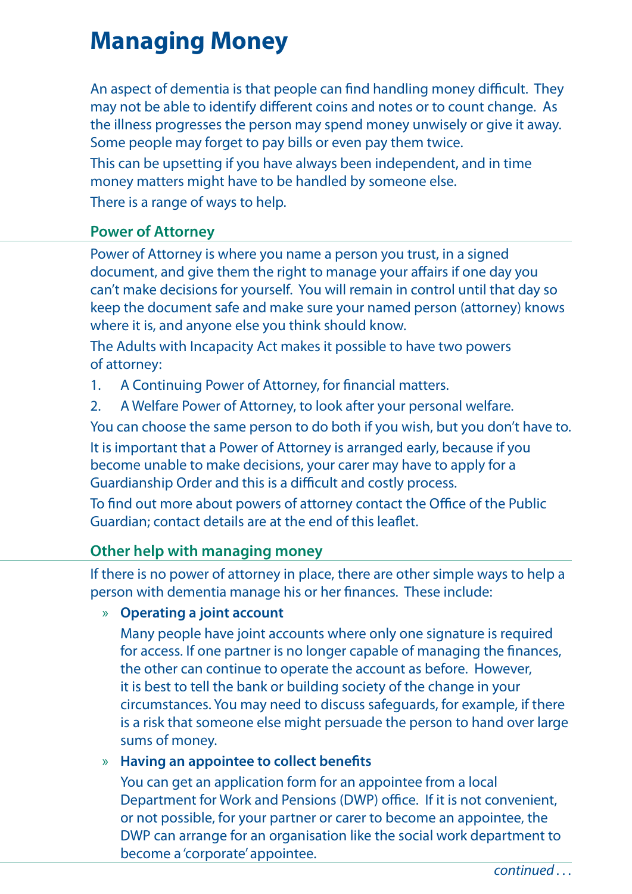# Managing Money

An aspect of dementia is that people can find handling money difficult. They may not be able to identify different coins and notes or to count change. As the illness progresses the person may spend money unwisely or give it away. Some people may forget to pay bills or even pay them twice.

This can be upsetting if you have always been independent, and in time money matters might have to be handled by someone else.

There is a range of ways to help.

## Power of Attorney

Power of Attorney is where you name a person you trust, in a signed document, and give them the right to manage your affairs if one day you can't make decisions for yourself. You will remain in control until that day so keep the document safe and make sure your named person (attorney) knows where it is, and anyone else you think should know.

The Adults with Incapacity Act makes it possible to have two powers of attorney:

1. A Continuing Power of Attorney, for financial matters.
2. A Welfare Power of Attorney, to look after your personal welfare.

You can choose the same person to do both if you wish, but you don't have to.

It is important that a Power of Attorney is arranged early, because if you become unable to make decisions, your carer may have to apply for a Guardianship Order and this is a difficult and costly process.

To find out more about powers of attorney contact the Office of the Public Guardian; contact details are at the end of this leaflet.

## Other help with managing money

If there is no power of attorney in place, there are other simple ways to help a person with dementia manage his or her finances. These include:

- **Operating a joint account**

  Many people have joint accounts where only one signature is required for access. If one partner is no longer capable of managing the finances, the other can continue to operate the account as before. However, it is best to tell the bank or building society of the change in your circumstances. You may need to discuss safeguards, for example, if there is a risk that someone else might persuade the person to hand over large sums of money.

- **Having an appointee to collect benefits**

  You can get an application form for an appointee from a local Department for Work and Pensions (DWP) office. If it is not convenient, or not possible, for your partner or carer to become an appointee, the DWP can arrange for an organisation like the social work department to become a 'corporate' appointee.

*continued . . .*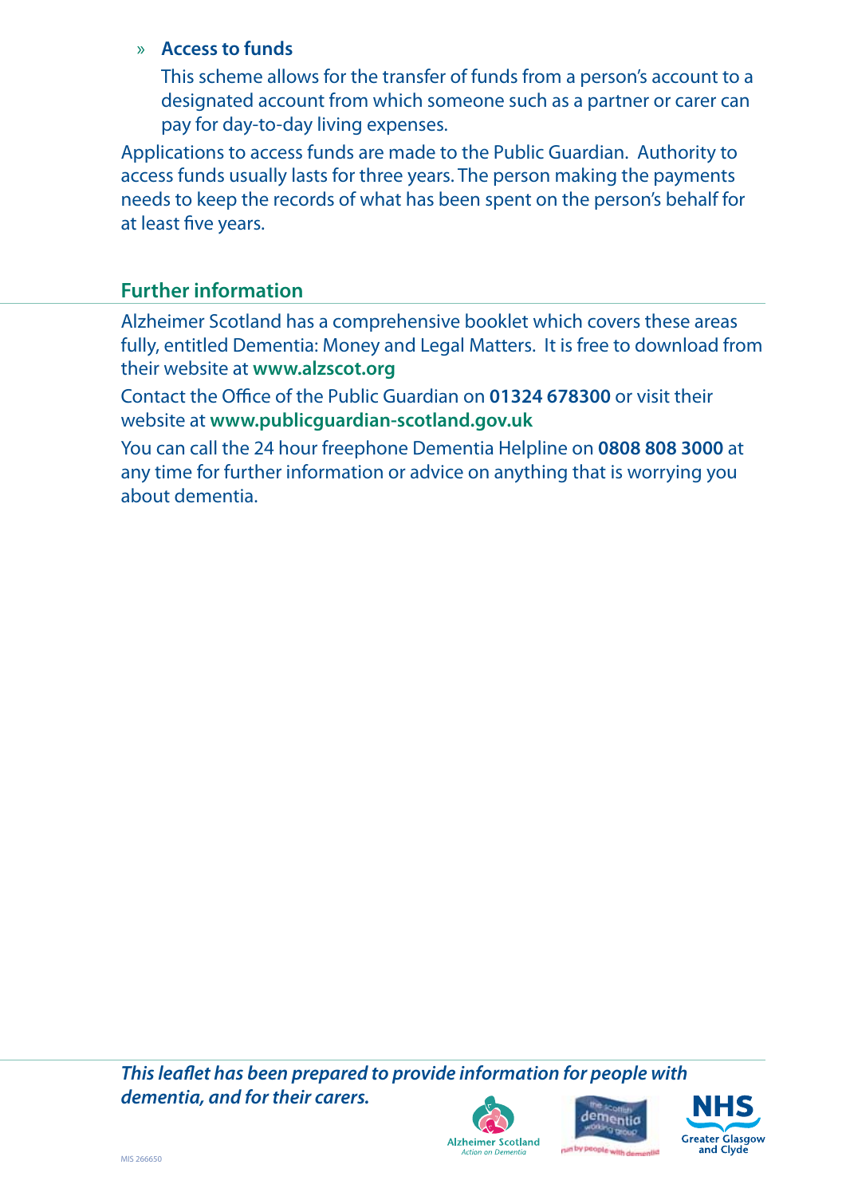- **Access to funds**

  This scheme allows for the transfer of funds from a person's account to a designated account from which someone such as a partner or carer can pay for day-to-day living expenses.

Applications to access funds are made to the Public Guardian. Authority to access funds usually lasts for three years. The person making the payments needs to keep the records of what has been spent on the person's behalf for at least five years.

## Further information

Alzheimer Scotland has a comprehensive booklet which covers these areas fully, entitled Dementia: Money and Legal Matters. It is free to download from their website at **www.alzscot.org**

Contact the Office of the Public Guardian on **01324 678300** or visit their website at **www.publicguardian-scotland.gov.uk**

You can call the 24 hour freephone Dementia Helpline on **0808 808 3000** at any time for further information or advice on anything that is worrying you about dementia.

***This leaflet has been prepared to provide information for people with dementia, and for their carers.***

Alzheimer Scotland
Action on Dementia

the scottish dementia working group
run by people with dementia

NHS
Greater Glasgow and Clyde

MIS 266650